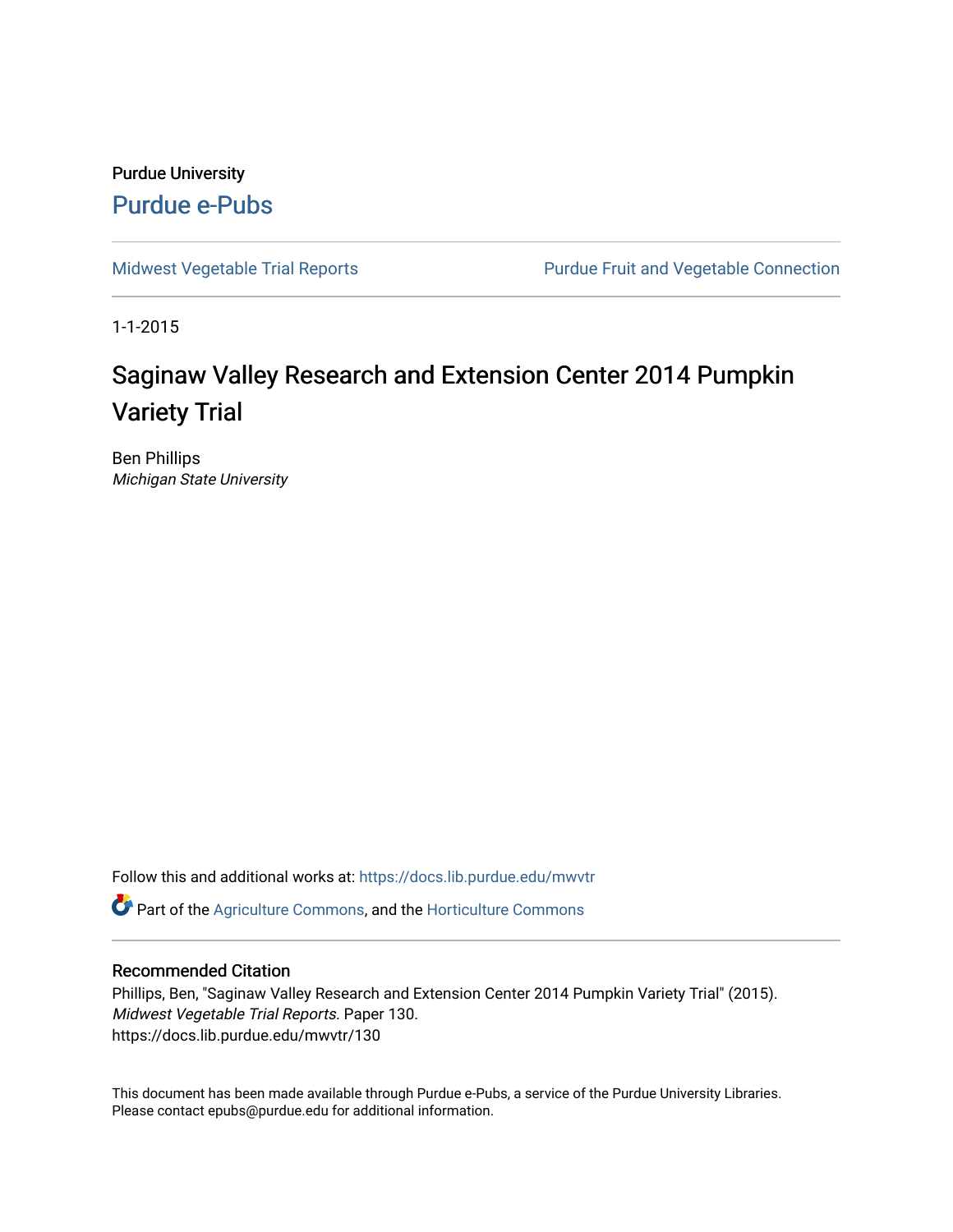Purdue University

# Purdue e-Pubs

Midwest Vegetable Trial Reports

Purdue Fruit and Vegetable Connection

1-1-2015

# Saginaw Valley Research and Extension Center 2014 Pumpkin Variety Trial

Ben Phillips
*Michigan State University*

Follow this and additional works at: https://docs.lib.purdue.edu/mwvtr

Part of the Agriculture Commons, and the Horticulture Commons

## Recommended Citation

Phillips, Ben, "Saginaw Valley Research and Extension Center 2014 Pumpkin Variety Trial" (2015). *Midwest Vegetable Trial Reports.* Paper 130.
https://docs.lib.purdue.edu/mwvtr/130

This document has been made available through Purdue e-Pubs, a service of the Purdue University Libraries. Please contact epubs@purdue.edu for additional information.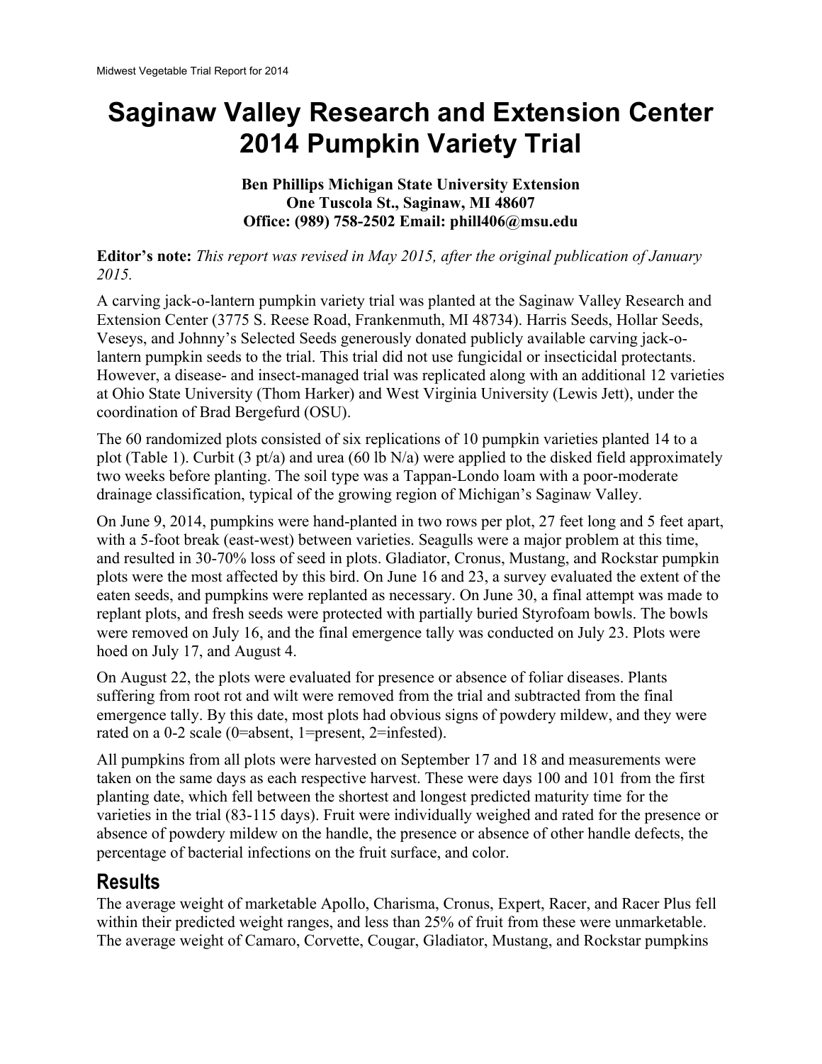# Saginaw Valley Research and Extension Center 2014 Pumpkin Variety Trial

**Ben Phillips Michigan State University Extension**
**One Tuscola St., Saginaw, MI 48607**
**Office: (989) 758-2502 Email: phill406@msu.edu**

**Editor's note:** *This report was revised in May 2015, after the original publication of January 2015.*

A carving jack-o-lantern pumpkin variety trial was planted at the Saginaw Valley Research and Extension Center (3775 S. Reese Road, Frankenmuth, MI 48734). Harris Seeds, Hollar Seeds, Veseys, and Johnny's Selected Seeds generously donated publicly available carving jack-o-lantern pumpkin seeds to the trial. This trial did not use fungicidal or insecticidal protectants. However, a disease- and insect-managed trial was replicated along with an additional 12 varieties at Ohio State University (Thom Harker) and West Virginia University (Lewis Jett), under the coordination of Brad Bergefurd (OSU).

The 60 randomized plots consisted of six replications of 10 pumpkin varieties planted 14 to a plot (Table 1). Curbit (3 pt/a) and urea (60 lb N/a) were applied to the disked field approximately two weeks before planting. The soil type was a Tappan-Londo loam with a poor-moderate drainage classification, typical of the growing region of Michigan's Saginaw Valley.

On June 9, 2014, pumpkins were hand-planted in two rows per plot, 27 feet long and 5 feet apart, with a 5-foot break (east-west) between varieties. Seagulls were a major problem at this time, and resulted in 30-70% loss of seed in plots. Gladiator, Cronus, Mustang, and Rockstar pumpkin plots were the most affected by this bird. On June 16 and 23, a survey evaluated the extent of the eaten seeds, and pumpkins were replanted as necessary. On June 30, a final attempt was made to replant plots, and fresh seeds were protected with partially buried Styrofoam bowls. The bowls were removed on July 16, and the final emergence tally was conducted on July 23. Plots were hoed on July 17, and August 4.

On August 22, the plots were evaluated for presence or absence of foliar diseases. Plants suffering from root rot and wilt were removed from the trial and subtracted from the final emergence tally. By this date, most plots had obvious signs of powdery mildew, and they were rated on a 0-2 scale (0=absent, 1=present, 2=infested).

All pumpkins from all plots were harvested on September 17 and 18 and measurements were taken on the same days as each respective harvest. These were days 100 and 101 from the first planting date, which fell between the shortest and longest predicted maturity time for the varieties in the trial (83-115 days). Fruit were individually weighed and rated for the presence or absence of powdery mildew on the handle, the presence or absence of other handle defects, the percentage of bacterial infections on the fruit surface, and color.

## Results

The average weight of marketable Apollo, Charisma, Cronus, Expert, Racer, and Racer Plus fell within their predicted weight ranges, and less than 25% of fruit from these were unmarketable. The average weight of Camaro, Corvette, Cougar, Gladiator, Mustang, and Rockstar pumpkins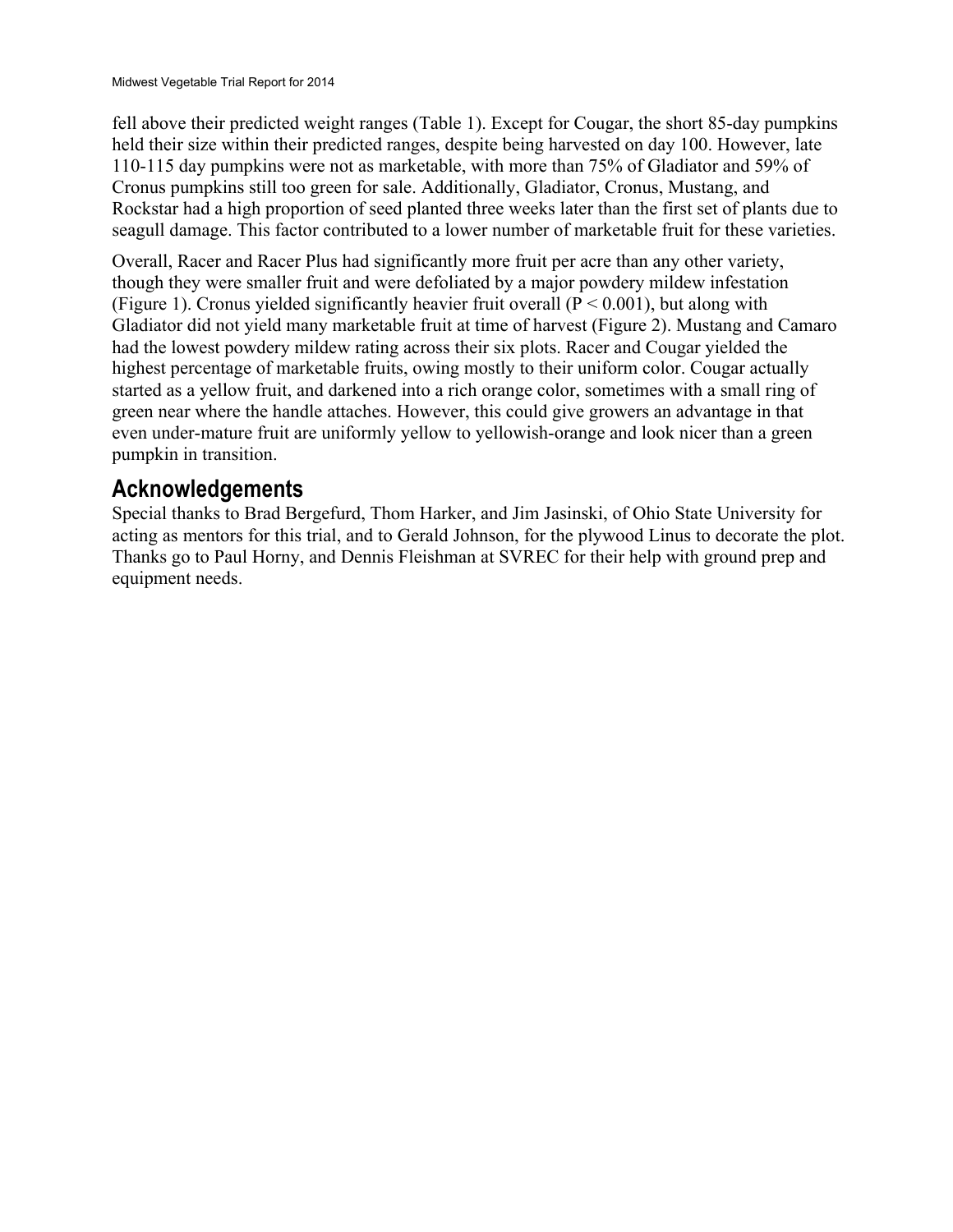fell above their predicted weight ranges (Table 1). Except for Cougar, the short 85-day pumpkins held their size within their predicted ranges, despite being harvested on day 100. However, late 110-115 day pumpkins were not as marketable, with more than 75% of Gladiator and 59% of Cronus pumpkins still too green for sale. Additionally, Gladiator, Cronus, Mustang, and Rockstar had a high proportion of seed planted three weeks later than the first set of plants due to seagull damage. This factor contributed to a lower number of marketable fruit for these varieties.

Overall, Racer and Racer Plus had significantly more fruit per acre than any other variety, though they were smaller fruit and were defoliated by a major powdery mildew infestation (Figure 1). Cronus yielded significantly heavier fruit overall ($P < 0.001$), but along with Gladiator did not yield many marketable fruit at time of harvest (Figure 2). Mustang and Camaro had the lowest powdery mildew rating across their six plots. Racer and Cougar yielded the highest percentage of marketable fruits, owing mostly to their uniform color. Cougar actually started as a yellow fruit, and darkened into a rich orange color, sometimes with a small ring of green near where the handle attaches. However, this could give growers an advantage in that even under-mature fruit are uniformly yellow to yellowish-orange and look nicer than a green pumpkin in transition.

## Acknowledgements

Special thanks to Brad Bergefurd, Thom Harker, and Jim Jasinski, of Ohio State University for acting as mentors for this trial, and to Gerald Johnson, for the plywood Linus to decorate the plot. Thanks go to Paul Horny, and Dennis Fleishman at SVREC for their help with ground prep and equipment needs.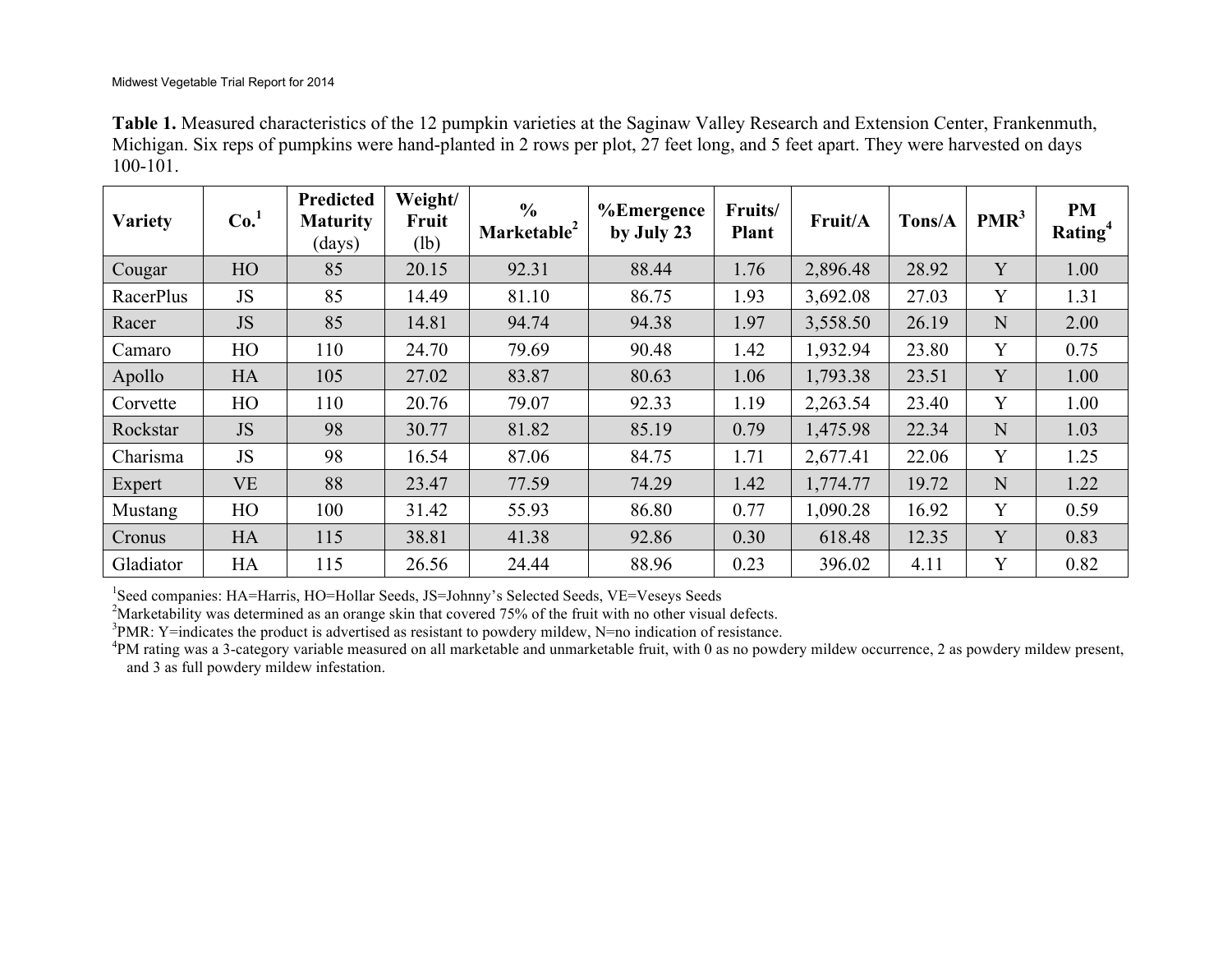**Table 1.** Measured characteristics of the 12 pumpkin varieties at the Saginaw Valley Research and Extension Center, Frankenmuth, Michigan. Six reps of pumpkins were hand-planted in 2 rows per plot, 27 feet long, and 5 feet apart. They were harvested on days 100-101.

| Variety | Co.[1] | Predicted Maturity (days) | Weight/ Fruit (lb) | % Marketable[2] | %Emergence by July 23 | Fruits/ Plant | Fruit/A | Tons/A | PMR[3] | PM Rating[4] |
|---|---|---|---|---|---|---|---|---|---|---|
| Cougar | HO | 85 | 20.15 | 92.31 | 88.44 | 1.76 | 2,896.48 | 28.92 | Y | 1.00 |
| RacerPlus | JS | 85 | 14.49 | 81.10 | 86.75 | 1.93 | 3,692.08 | 27.03 | Y | 1.31 |
| Racer | JS | 85 | 14.81 | 94.74 | 94.38 | 1.97 | 3,558.50 | 26.19 | N | 2.00 |
| Camaro | HO | 110 | 24.70 | 79.69 | 90.48 | 1.42 | 1,932.94 | 23.80 | Y | 0.75 |
| Apollo | HA | 105 | 27.02 | 83.87 | 80.63 | 1.06 | 1,793.38 | 23.51 | Y | 1.00 |
| Corvette | HO | 110 | 20.76 | 79.07 | 92.33 | 1.19 | 2,263.54 | 23.40 | Y | 1.00 |
| Rockstar | JS | 98 | 30.77 | 81.82 | 85.19 | 0.79 | 1,475.98 | 22.34 | N | 1.03 |
| Charisma | JS | 98 | 16.54 | 87.06 | 84.75 | 1.71 | 2,677.41 | 22.06 | Y | 1.25 |
| Expert | VE | 88 | 23.47 | 77.59 | 74.29 | 1.42 | 1,774.77 | 19.72 | N | 1.22 |
| Mustang | HO | 100 | 31.42 | 55.93 | 86.80 | 0.77 | 1,090.28 | 16.92 | Y | 0.59 |
| Cronus | HA | 115 | 38.81 | 41.38 | 92.86 | 0.30 | 618.48 | 12.35 | Y | 0.83 |
| Gladiator | HA | 115 | 26.56 | 24.44 | 88.96 | 0.23 | 396.02 | 4.11 | Y | 0.82 |

[1]Seed companies: HA=Harris, HO=Hollar Seeds, JS=Johnny's Selected Seeds, VE=Veseys Seeds

[2]Marketability was determined as an orange skin that covered 75% of the fruit with no other visual defects.

[3]PMR: Y=indicates the product is advertised as resistant to powdery mildew, N=no indication of resistance.

[4]PM rating was a 3-category variable measured on all marketable and unmarketable fruit, with 0 as no powdery mildew occurrence, 2 as powdery mildew present, and 3 as full powdery mildew infestation.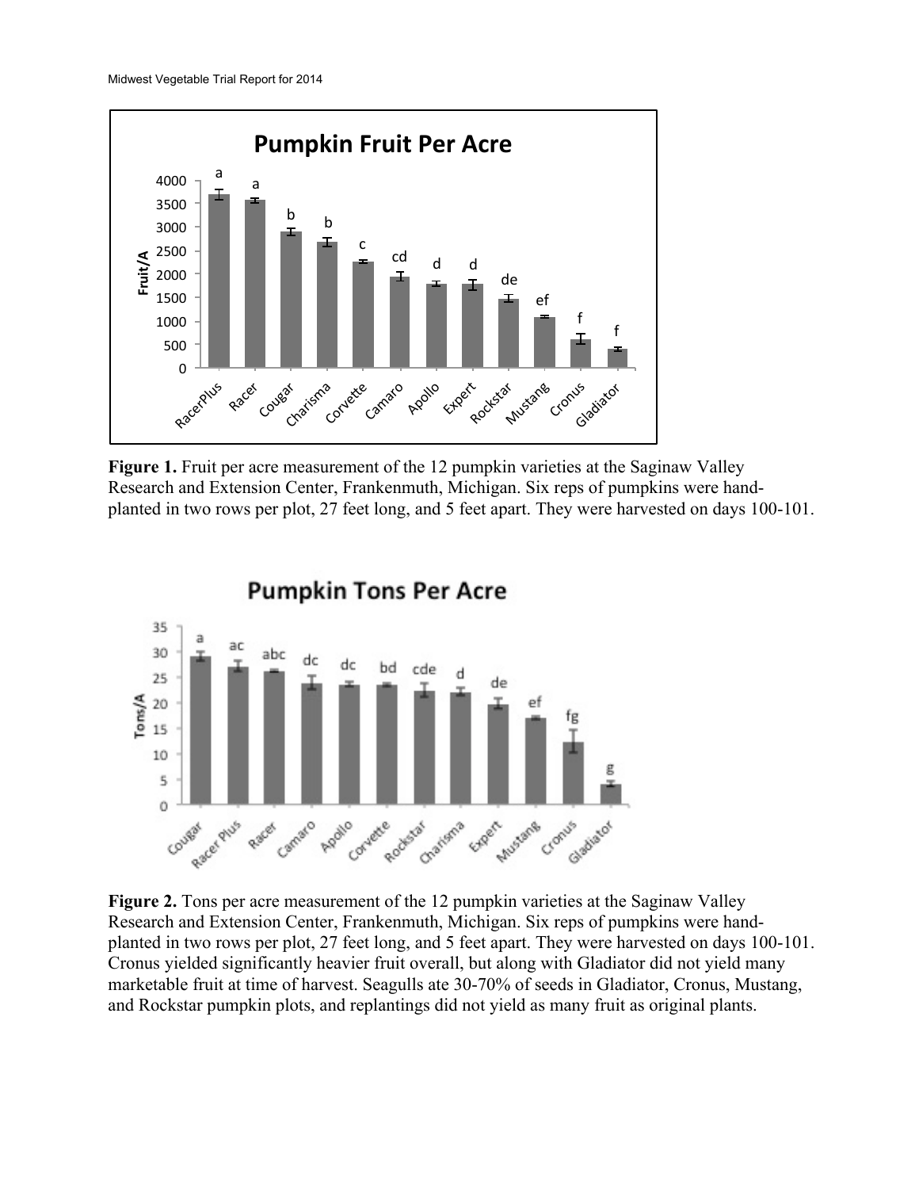Pumpkin Fruit Per Acre

Fruit/A

4000
3500
3000
2500
2000
1500
1000
500
0

a a b b c cd d d de ef f f

RacerPlus Racer Cougar Charisma Corvette Camaro Apollo Expert Rockstar Mustang Cronus Gladiator

**Figure 1.** Fruit per acre measurement of the 12 pumpkin varieties at the Saginaw Valley Research and Extension Center, Frankenmuth, Michigan. Six reps of pumpkins were hand-planted in two rows per plot, 27 feet long, and 5 feet apart. They were harvested on days 100-101.

Pumpkin Tons Per Acre

Tons/A

35
30
25
20
15
10
5
0

a ac abc dc dc bd cde d de ef fg g

Cougar Racer Plus Racer Camaro Apollo Corvette Rockstar Charisma Expert Mustang Cronus Gladiator

**Figure 2.** Tons per acre measurement of the 12 pumpkin varieties at the Saginaw Valley Research and Extension Center, Frankenmuth, Michigan. Six reps of pumpkins were hand-planted in two rows per plot, 27 feet long, and 5 feet apart. They were harvested on days 100-101. Cronus yielded significantly heavier fruit overall, but along with Gladiator did not yield many marketable fruit at time of harvest. Seagulls ate 30-70% of seeds in Gladiator, Cronus, Mustang, and Rockstar pumpkin plots, and replantings did not yield as many fruit as original plants.